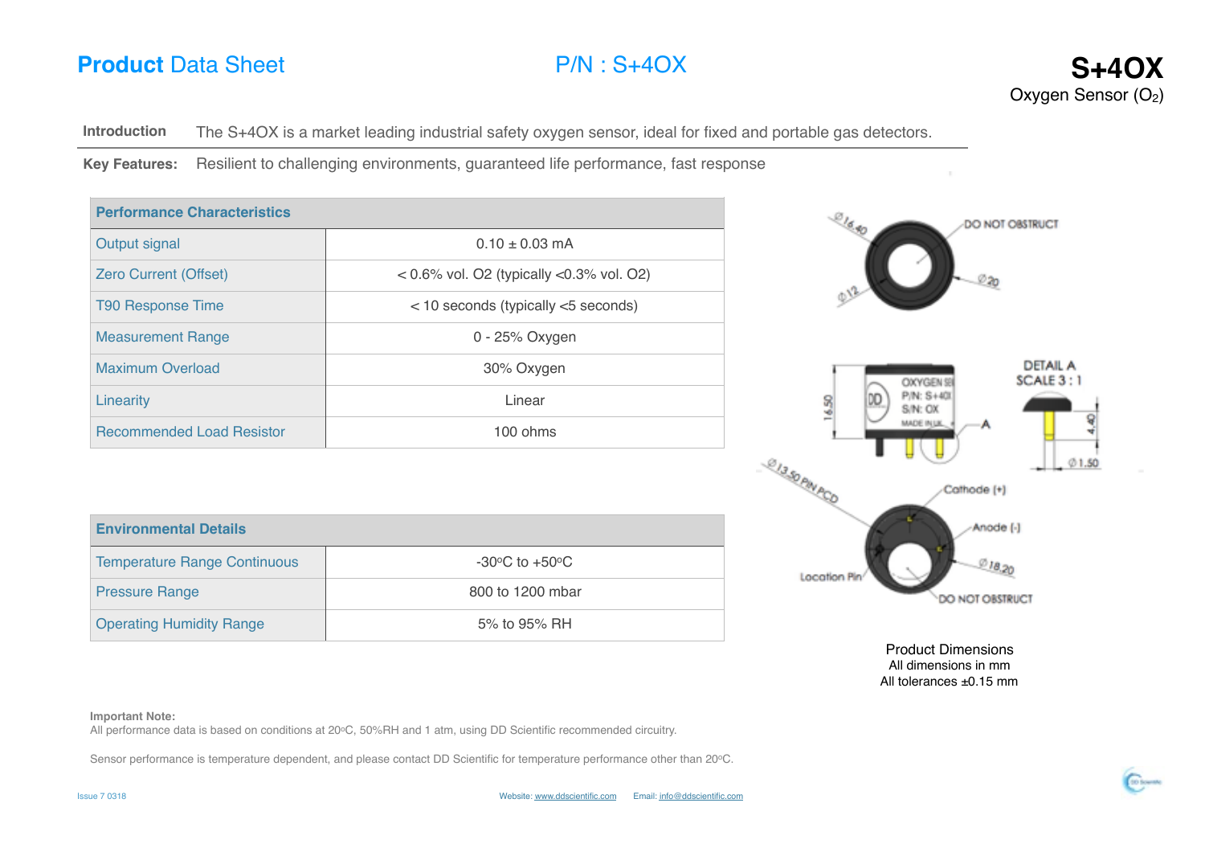# Product Data Sheet

## P/N : S+4OX

## S+4OX

Oxygen Sensor ($O_2$)

**Introduction** The S+4OX is a market leading industrial safety oxygen sensor, ideal for fixed and portable gas detectors.

**Key Features:** Resilient to challenging environments, guaranteed life performance, fast response

| Performance Characteristics | |
|---|---|
| Output signal | 0.10 ± 0.03 mA |
| Zero Current (Offset) | < 0.6% vol. O2 (typically <0.3% vol. O2) |
| T90 Response Time | < 10 seconds (typically <5 seconds) |
| Measurement Range | 0 - 25% Oxygen |
| Maximum Overload | 30% Oxygen |
| Linearity | Linear |
| Recommended Load Resistor | 100 ohms |

| Environmental Details | |
|---|---|
| Temperature Range Continuous | -30°C to +50°C |
| Pressure Range | 800 to 1200 mbar |
| Operating Humidity Range | 5% to 95% RH |

Ø16.40, DO NOT OBSTRUCT, Ø20, Ø12

16.50, OXYGEN SE, P/N: S+4OX, S/N: OX, MADE IN UK, A

DETAIL A SCALE 3 : 1, 4.40, Ø1.50

Ø13.50 PIN PCD, Cathode (+), Anode (-), Ø18.20, Location Pin, DO NOT OBSTRUCT

Product Dimensions
All dimensions in mm
All tolerances ±0.15 mm

**Important Note:**
All performance data is based on conditions at 20°C, 50%RH and 1 atm, using DD Scientific recommended circuitry.

Sensor performance is temperature dependent, and please contact DD Scientific for temperature performance other than 20°C.

Issue 7 0318

Website: www.ddscientific.com Email: info@ddscientific.com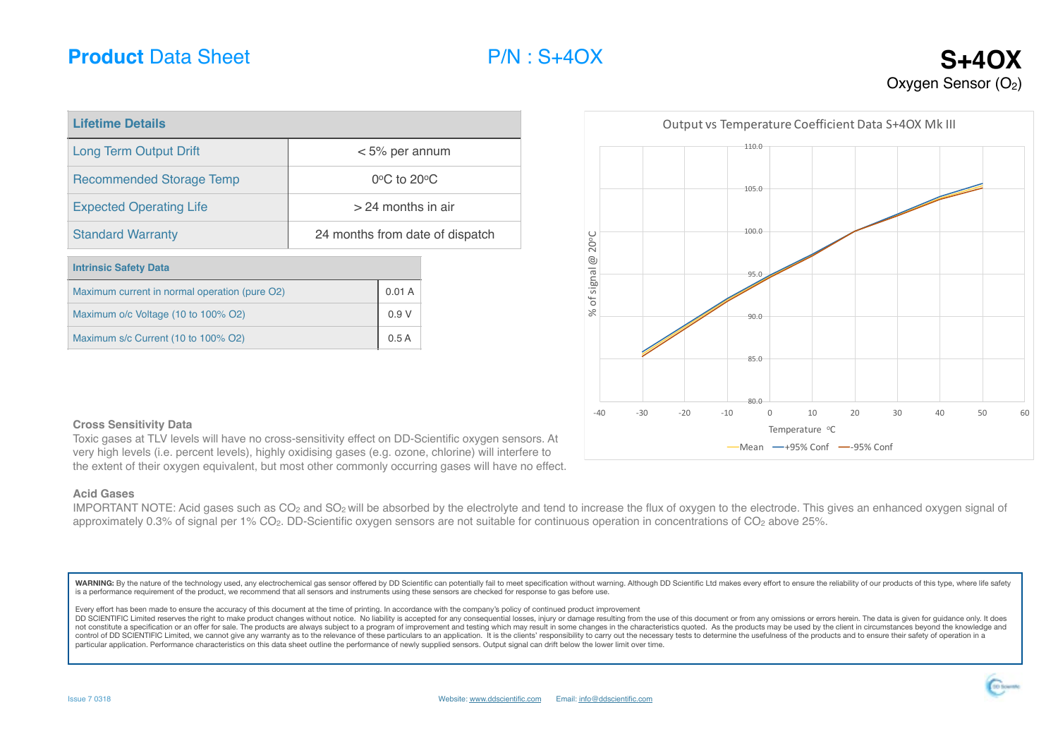# **Product** Data Sheet

P/N : S+4OX

**S+4OX**
Oxygen Sensor ($O_2$)

| **Lifetime Details** | |
|---|---|
| Long Term Output Drift | < 5% per annum |
| Recommended Storage Temp | 0°C to 20°C |
| Expected Operating Life | > 24 months in air |
| Standard Warranty | 24 months from date of dispatch |

| **Intrinsic Safety Data** | |
|---|---|
| Maximum current in normal operation (pure O2) | 0.01 A |
| Maximum o/c Voltage (10 to 100% O2) | 0.9 V |
| Maximum s/c Current (10 to 100% O2) | 0.5 A |

Output vs Temperature Coefficient Data S+4OX Mk III

% of signal @ 20°C

110.0
105.0
100.0
95.0
90.0
85.0
80.0

-40 -30 -20 -10 0 10 20 30 40 50 60

Temperature °C

Mean — +95% Conf — -95% Conf

### Cross Sensitivity Data

Toxic gases at TLV levels will have no cross-sensitivity effect on DD-Scientific oxygen sensors. At very high levels (i.e. percent levels), highly oxidising gases (e.g. ozone, chlorine) will interfere to the extent of their oxygen equivalent, but most other commonly occurring gases will have no effect.

### Acid Gases

IMPORTANT NOTE: Acid gases such as $CO_2$ and $SO_2$ will be absorbed by the electrolyte and tend to increase the flux of oxygen to the electrode. This gives an enhanced oxygen signal of approximately 0.3% of signal per 1% $CO_2$. DD-Scientific oxygen sensors are not suitable for continuous operation in concentrations of $CO_2$ above 25%.

**WARNING:** By the nature of the technology used, any electrochemical gas sensor offered by DD Scientific can potentially fail to meet specification without warning. Although DD Scientific Ltd makes every effort to ensure the reliability of our products of this type, where life safety is a performance requirement of the product, we recommend that all sensors and instruments using these sensors are checked for response to gas before use.

Every effort has been made to ensure the accuracy of this document at the time of printing. In accordance with the company's policy of continued product improvement DD SCIENTIFIC Limited reserves the right to make product changes without notice. No liability is accepted for any consequential losses, injury or damage resulting from the use of this document or from any omissions or errors herein. The data is given for guidance only. It does not constitute a specification or an offer for sale. The products are always subject to a program of improvement and testing which may result in some changes in the characteristics quoted. As the products may be used by the client in circumstances beyond the knowledge and control of DD SCIENTIFIC Limited, we cannot give any warranty as to the relevance of these particulars to an application. It is the clients' responsibility to carry out the necessary tests to determine the usefulness of the products and to ensure their safety of operation in a particular application. Performance characteristics on this data sheet outline the performance of newly supplied sensors. Output signal can drift below the lower limit over time.

Issue 7 0318

Website: www.ddscientific.com Email: info@ddscientific.com